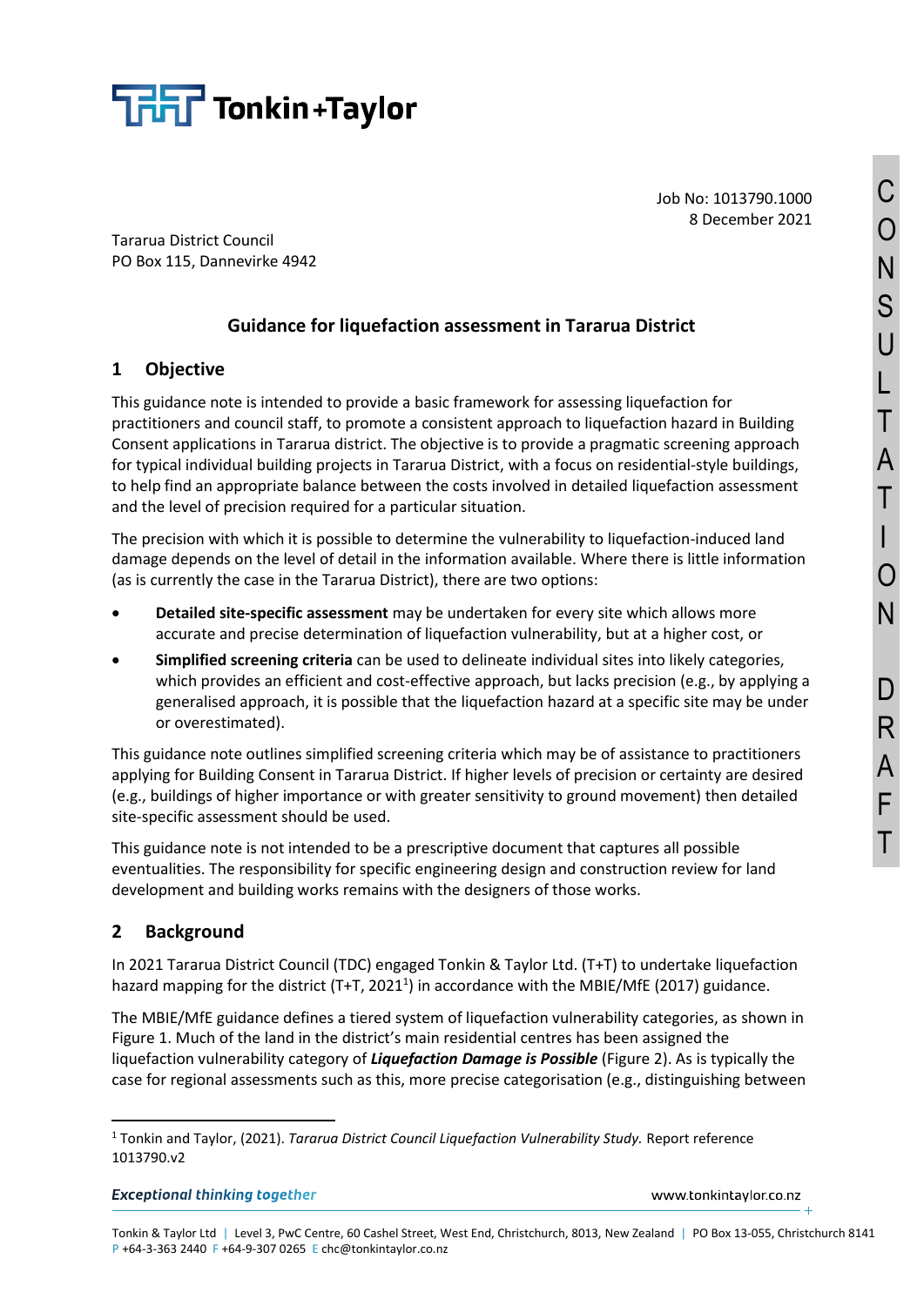Job No: 1013790.1000
8 December 2021

Tararua District Council
PO Box 115, Dannevirke 4942

CONSULTATION DRAFT

# Guidance for liquefaction assessment in Tararua District

## 1 Objective

This guidance note is intended to provide a basic framework for assessing liquefaction for practitioners and council staff, to promote a consistent approach to liquefaction hazard in Building Consent applications in Tararua district. The objective is to provide a pragmatic screening approach for typical individual building projects in Tararua District, with a focus on residential-style buildings, to help find an appropriate balance between the costs involved in detailed liquefaction assessment and the level of precision required for a particular situation.

The precision with which it is possible to determine the vulnerability to liquefaction-induced land damage depends on the level of detail in the information available. Where there is little information (as is currently the case in the Tararua District), there are two options:

- **Detailed site-specific assessment** may be undertaken for every site which allows more accurate and precise determination of liquefaction vulnerability, but at a higher cost, or
- **Simplified screening criteria** can be used to delineate individual sites into likely categories, which provides an efficient and cost-effective approach, but lacks precision (e.g., by applying a generalised approach, it is possible that the liquefaction hazard at a specific site may be under or overestimated).

This guidance note outlines simplified screening criteria which may be of assistance to practitioners applying for Building Consent in Tararua District. If higher levels of precision or certainty are desired (e.g., buildings of higher importance or with greater sensitivity to ground movement) then detailed site-specific assessment should be used.

This guidance note is not intended to be a prescriptive document that captures all possible eventualities. The responsibility for specific engineering design and construction review for land development and building works remains with the designers of those works.

## 2 Background

In 2021 Tararua District Council (TDC) engaged Tonkin & Taylor Ltd. (T+T) to undertake liquefaction hazard mapping for the district (T+T, 2021[1]) in accordance with the MBIE/MfE (2017) guidance.

The MBIE/MfE guidance defines a tiered system of liquefaction vulnerability categories, as shown in Figure 1. Much of the land in the district's main residential centres has been assigned the liquefaction vulnerability category of ***Liquefaction Damage is Possible*** (Figure 2). As is typically the case for regional assessments such as this, more precise categorisation (e.g., distinguishing between

[1] Tonkin and Taylor, (2021). *Tararua District Council Liquefaction Vulnerability Study.* Report reference 1013790.v2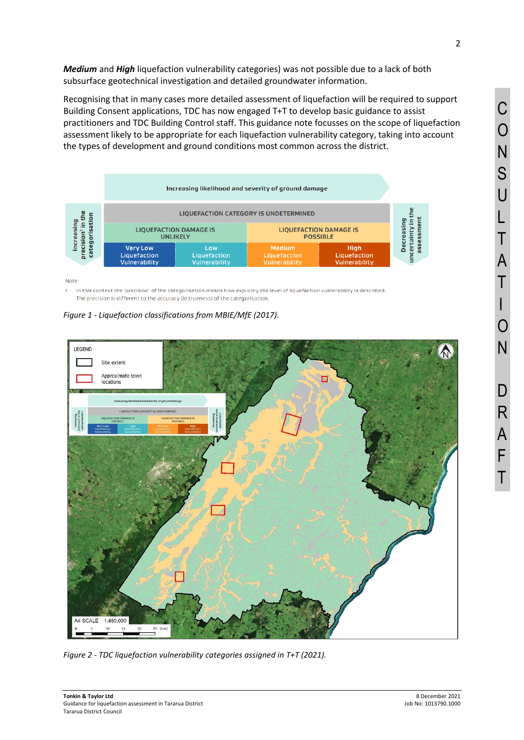***Medium*** and ***High*** liquefaction vulnerability categories) was not possible due to a lack of both subsurface geotechnical investigation and detailed groundwater information.

Recognising that in many cases more detailed assessment of liquefaction will be required to support Building Consent applications, TDC has now engaged T+T to develop basic guidance to assist practitioners and TDC Building Control staff. This guidance note focusses on the scope of liquefaction assessment likely to be appropriate for each liquefaction vulnerability category, taking into account the types of development and ground conditions most common across the district.

Increasing likelihood and severity of ground damage

| LIQUEFACTION CATEGORY IS UNDETERMINED | | | |
|---|---|---|---|
| LIQUEFACTION DAMAGE IS UNLIKELY | | LIQUEFACTION DAMAGE IS POSSIBLE | |
| Very Low Liquefaction Vulnerability | Low Liquefaction Vulnerability | Medium Liquefaction Vulnerability | High Liquefaction Vulnerability |

Increasing precision[1] in the categorisation — Decreasing uncertainty in the assessment

Note:

1 In this context the 'precision' of the categorisation means how explicitly the level of liquefaction vulnerability is described. The precision is different to the accuracy (ie trueness) of the categorisation.

*Figure 1 - Liquefaction classifications from MBIE/MfE (2017).*

*Figure 2 - TDC liquefaction vulnerability categories assigned in T+T (2021).*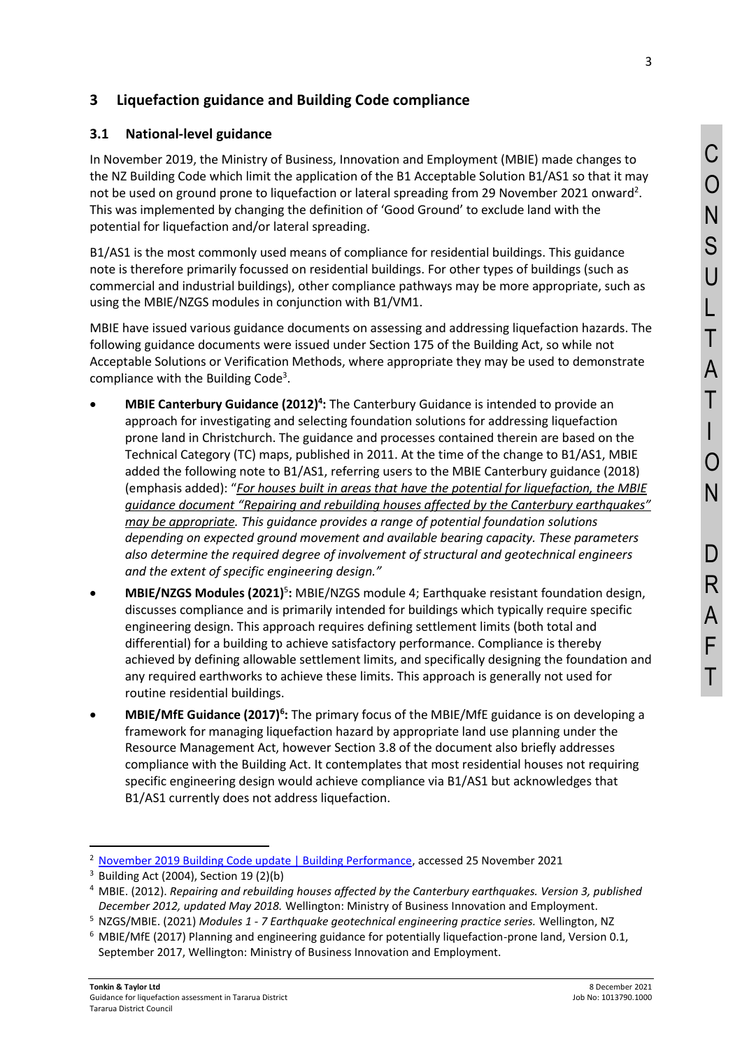## 3 Liquefaction guidance and Building Code compliance

### 3.1 National-level guidance

In November 2019, the Ministry of Business, Innovation and Employment (MBIE) made changes to the NZ Building Code which limit the application of the B1 Acceptable Solution B1/AS1 so that it may not be used on ground prone to liquefaction or lateral spreading from 29 November 2021 onward[2]. This was implemented by changing the definition of 'Good Ground' to exclude land with the potential for liquefaction and/or lateral spreading.

B1/AS1 is the most commonly used means of compliance for residential buildings. This guidance note is therefore primarily focussed on residential buildings. For other types of buildings (such as commercial and industrial buildings), other compliance pathways may be more appropriate, such as using the MBIE/NZGS modules in conjunction with B1/VM1.

MBIE have issued various guidance documents on assessing and addressing liquefaction hazards. The following guidance documents were issued under Section 175 of the Building Act, so while not Acceptable Solutions or Verification Methods, where appropriate they may be used to demonstrate compliance with the Building Code[3].

- **MBIE Canterbury Guidance (2012)[4]:** The Canterbury Guidance is intended to provide an approach for investigating and selecting foundation solutions for addressing liquefaction prone land in Christchurch. The guidance and processes contained therein are based on the Technical Category (TC) maps, published in 2011. At the time of the change to B1/AS1, MBIE added the following note to B1/AS1, referring users to the MBIE Canterbury guidance (2018) (emphasis added): "*For houses built in areas that have the potential for liquefaction, the MBIE guidance document "Repairing and rebuilding houses affected by the Canterbury earthquakes" may be appropriate. This guidance provides a range of potential foundation solutions depending on expected ground movement and available bearing capacity. These parameters also determine the required degree of involvement of structural and geotechnical engineers and the extent of specific engineering design."*
- **MBIE/NZGS Modules (2021)[5]:** MBIE/NZGS module 4; Earthquake resistant foundation design, discusses compliance and is primarily intended for buildings which typically require specific engineering design. This approach requires defining settlement limits (both total and differential) for a building to achieve satisfactory performance. Compliance is thereby achieved by defining allowable settlement limits, and specifically designing the foundation and any required earthworks to achieve these limits. This approach is generally not used for routine residential buildings.
- **MBIE/MfE Guidance (2017)[6]:** The primary focus of the MBIE/MfE guidance is on developing a framework for managing liquefaction hazard by appropriate land use planning under the Resource Management Act, however Section 3.8 of the document also briefly addresses compliance with the Building Act. It contemplates that most residential houses not requiring specific engineering design would achieve compliance via B1/AS1 but acknowledges that B1/AS1 currently does not address liquefaction.

---

[2] November 2019 Building Code update | Building Performance, accessed 25 November 2021

[3] Building Act (2004), Section 19 (2)(b)

[4] MBIE. (2012). *Repairing and rebuilding houses affected by the Canterbury earthquakes. Version 3, published December 2012, updated May 2018.* Wellington: Ministry of Business Innovation and Employment.

[5] NZGS/MBIE. (2021) *Modules 1 - 7 Earthquake geotechnical engineering practice series.* Wellington, NZ

[6] MBIE/MfE (2017) Planning and engineering guidance for potentially liquefaction-prone land, Version 0.1, September 2017, Wellington: Ministry of Business Innovation and Employment.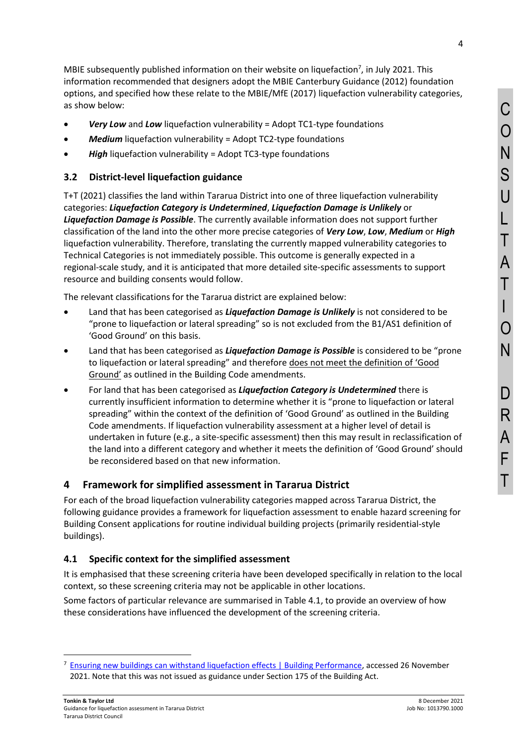MBIE subsequently published information on their website on liquefaction[7], in July 2021. This information recommended that designers adopt the MBIE Canterbury Guidance (2012) foundation options, and specified how these relate to the MBIE/MfE (2017) liquefaction vulnerability categories, as show below:

- ***Very Low*** and ***Low*** liquefaction vulnerability = Adopt TC1-type foundations
- ***Medium*** liquefaction vulnerability = Adopt TC2-type foundations
- ***High*** liquefaction vulnerability = Adopt TC3-type foundations

### 3.2 District-level liquefaction guidance

T+T (2021) classifies the land within Tararua District into one of three liquefaction vulnerability categories: ***Liquefaction Category is Undetermined***, ***Liquefaction Damage is Unlikely*** or ***Liquefaction Damage is Possible***. The currently available information does not support further classification of the land into the other more precise categories of ***Very Low***, ***Low***, ***Medium*** or ***High*** liquefaction vulnerability. Therefore, translating the currently mapped vulnerability categories to Technical Categories is not immediately possible. This outcome is generally expected in a regional-scale study, and it is anticipated that more detailed site-specific assessments to support resource and building consents would follow.

The relevant classifications for the Tararua district are explained below:

- Land that has been categorised as ***Liquefaction Damage is Unlikely*** is not considered to be "prone to liquefaction or lateral spreading" so is not excluded from the B1/AS1 definition of 'Good Ground' on this basis.
- Land that has been categorised as ***Liquefaction Damage is Possible*** is considered to be "prone to liquefaction or lateral spreading" and therefore does not meet the definition of 'Good Ground' as outlined in the Building Code amendments.
- For land that has been categorised as ***Liquefaction Category is Undetermined*** there is currently insufficient information to determine whether it is "prone to liquefaction or lateral spreading" within the context of the definition of 'Good Ground' as outlined in the Building Code amendments. If liquefaction vulnerability assessment at a higher level of detail is undertaken in future (e.g., a site-specific assessment) then this may result in reclassification of the land into a different category and whether it meets the definition of 'Good Ground' should be reconsidered based on that new information.

## 4 Framework for simplified assessment in Tararua District

For each of the broad liquefaction vulnerability categories mapped across Tararua District, the following guidance provides a framework for liquefaction assessment to enable hazard screening for Building Consent applications for routine individual building projects (primarily residential-style buildings).

### 4.1 Specific context for the simplified assessment

It is emphasised that these screening criteria have been developed specifically in relation to the local context, so these screening criteria may not be applicable in other locations.

Some factors of particular relevance are summarised in Table 4.1, to provide an overview of how these considerations have influenced the development of the screening criteria.

[7] Ensuring new buildings can withstand liquefaction effects | Building Performance, accessed 26 November 2021. Note that this was not issued as guidance under Section 175 of the Building Act.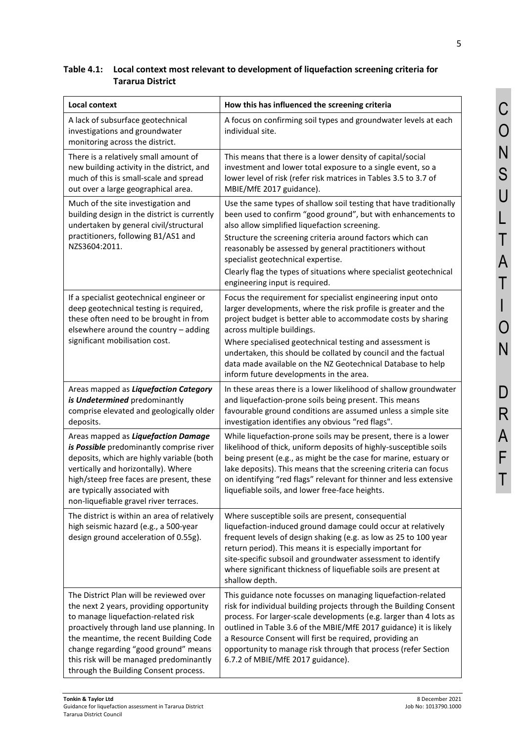**Table 4.1: Local context most relevant to development of liquefaction screening criteria for Tararua District**

| Local context | How this has influenced the screening criteria |
| --- | --- |
| A lack of subsurface geotechnical investigations and groundwater monitoring across the district. | A focus on confirming soil types and groundwater levels at each individual site. |
| There is a relatively small amount of new building activity in the district, and much of this is small-scale and spread out over a large geographical area. | This means that there is a lower density of capital/social investment and lower total exposure to a single event, so a lower level of risk (refer risk matrices in Tables 3.5 to 3.7 of MBIE/MfE 2017 guidance). |
| Much of the site investigation and building design in the district is currently undertaken by general civil/structural practitioners, following B1/AS1 and NZS3604:2011. | Use the same types of shallow soil testing that have traditionally been used to confirm "good ground", but with enhancements to also allow simplified liquefaction screening.<br>Structure the screening criteria around factors which can reasonably be assessed by general practitioners without specialist geotechnical expertise.<br>Clearly flag the types of situations where specialist geotechnical engineering input is required. |
| If a specialist geotechnical engineer or deep geotechnical testing is required, these often need to be brought in from elsewhere around the country – adding significant mobilisation cost. | Focus the requirement for specialist engineering input onto larger developments, where the risk profile is greater and the project budget is better able to accommodate costs by sharing across multiple buildings.<br>Where specialised geotechnical testing and assessment is undertaken, this should be collated by council and the factual data made available on the NZ Geotechnical Database to help inform future developments in the area. |
| Areas mapped as ***Liquefaction Category is Undetermined*** predominantly comprise elevated and geologically older deposits. | In these areas there is a lower likelihood of shallow groundwater and liquefaction-prone soils being present. This means favourable ground conditions are assumed unless a simple site investigation identifies any obvious "red flags". |
| Areas mapped as ***Liquefaction Damage is Possible*** predominantly comprise river deposits, which are highly variable (both vertically and horizontally). Where high/steep free faces are present, these are typically associated with non-liquefiable gravel river terraces. | While liquefaction-prone soils may be present, there is a lower likelihood of thick, uniform deposits of highly-susceptible soils being present (e.g., as might be the case for marine, estuary or lake deposits). This means that the screening criteria can focus on identifying "red flags" relevant for thinner and less extensive liquefiable soils, and lower free-face heights. |
| The district is within an area of relatively high seismic hazard (e.g., a 500-year design ground acceleration of 0.55g). | Where susceptible soils are present, consequential liquefaction-induced ground damage could occur at relatively frequent levels of design shaking (e.g. as low as 25 to 100 year return period). This means it is especially important for site-specific subsoil and groundwater assessment to identify where significant thickness of liquefiable soils are present at shallow depth. |
| The District Plan will be reviewed over the next 2 years, providing opportunity to manage liquefaction-related risk proactively through land use planning. In the meantime, the recent Building Code change regarding "good ground" means this risk will be managed predominantly through the Building Consent process. | This guidance note focusses on managing liquefaction-related risk for individual building projects through the Building Consent process. For larger-scale developments (e.g. larger than 4 lots as outlined in Table 3.6 of the MBIE/MfE 2017 guidance) it is likely a Resource Consent will first be required, providing an opportunity to manage risk through that process (refer Section 6.7.2 of MBIE/MfE 2017 guidance). |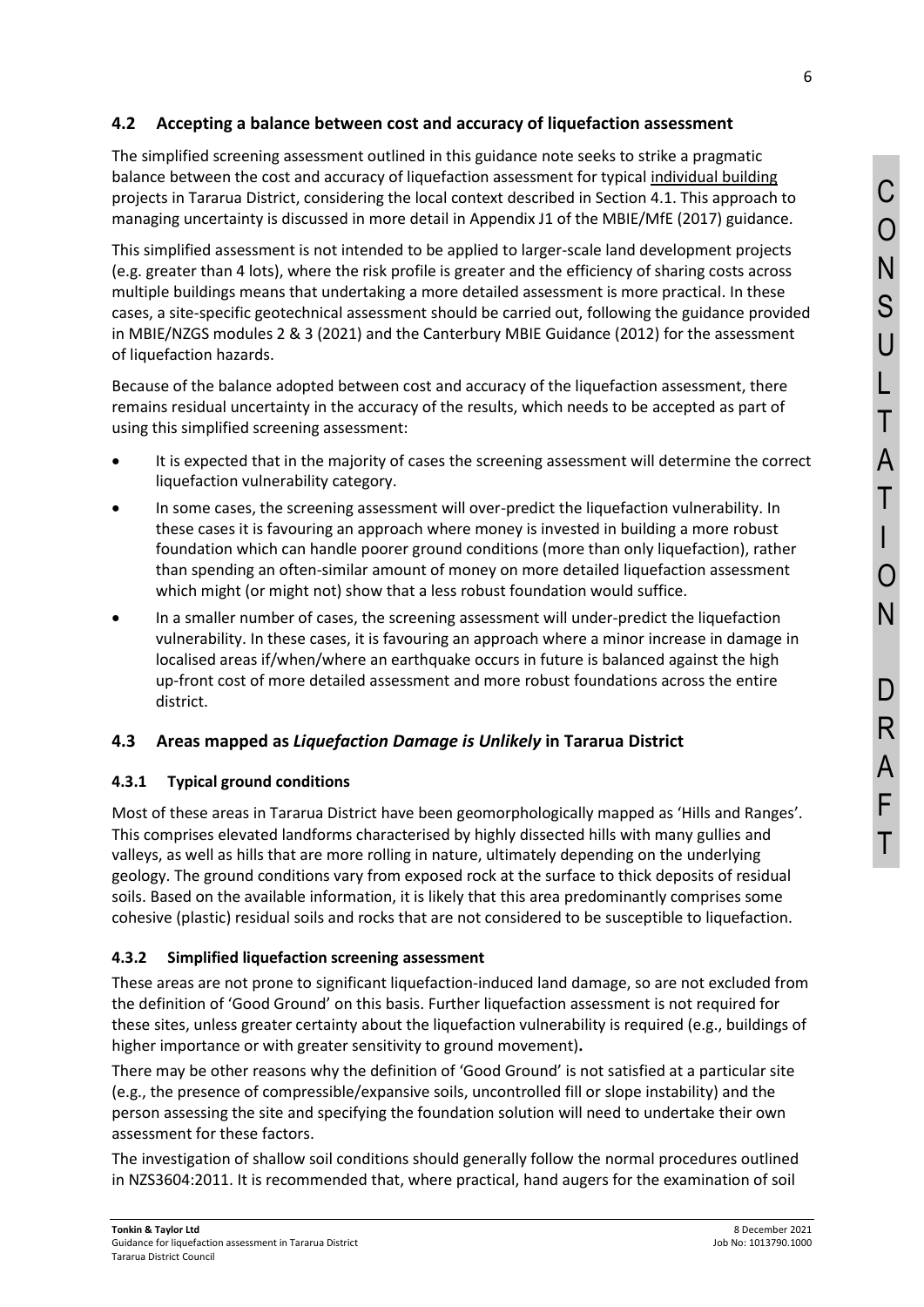## 4.2 Accepting a balance between cost and accuracy of liquefaction assessment

The simplified screening assessment outlined in this guidance note seeks to strike a pragmatic balance between the cost and accuracy of liquefaction assessment for typical individual building projects in Tararua District, considering the local context described in Section 4.1. This approach to managing uncertainty is discussed in more detail in Appendix J1 of the MBIE/MfE (2017) guidance.

This simplified assessment is not intended to be applied to larger-scale land development projects (e.g. greater than 4 lots), where the risk profile is greater and the efficiency of sharing costs across multiple buildings means that undertaking a more detailed assessment is more practical. In these cases, a site-specific geotechnical assessment should be carried out, following the guidance provided in MBIE/NZGS modules 2 & 3 (2021) and the Canterbury MBIE Guidance (2012) for the assessment of liquefaction hazards.

Because of the balance adopted between cost and accuracy of the liquefaction assessment, there remains residual uncertainty in the accuracy of the results, which needs to be accepted as part of using this simplified screening assessment:

- It is expected that in the majority of cases the screening assessment will determine the correct liquefaction vulnerability category.
- In some cases, the screening assessment will over-predict the liquefaction vulnerability. In these cases it is favouring an approach where money is invested in building a more robust foundation which can handle poorer ground conditions (more than only liquefaction), rather than spending an often-similar amount of money on more detailed liquefaction assessment which might (or might not) show that a less robust foundation would suffice.
- In a smaller number of cases, the screening assessment will under-predict the liquefaction vulnerability. In these cases, it is favouring an approach where a minor increase in damage in localised areas if/when/where an earthquake occurs in future is balanced against the high up-front cost of more detailed assessment and more robust foundations across the entire district.

## 4.3 Areas mapped as *Liquefaction Damage is Unlikely* in Tararua District

### 4.3.1 Typical ground conditions

Most of these areas in Tararua District have been geomorphologically mapped as 'Hills and Ranges'. This comprises elevated landforms characterised by highly dissected hills with many gullies and valleys, as well as hills that are more rolling in nature, ultimately depending on the underlying geology. The ground conditions vary from exposed rock at the surface to thick deposits of residual soils. Based on the available information, it is likely that this area predominantly comprises some cohesive (plastic) residual soils and rocks that are not considered to be susceptible to liquefaction.

### 4.3.2 Simplified liquefaction screening assessment

These areas are not prone to significant liquefaction-induced land damage, so are not excluded from the definition of 'Good Ground' on this basis. Further liquefaction assessment is not required for these sites, unless greater certainty about the liquefaction vulnerability is required (e.g., buildings of higher importance or with greater sensitivity to ground movement).

There may be other reasons why the definition of 'Good Ground' is not satisfied at a particular site (e.g., the presence of compressible/expansive soils, uncontrolled fill or slope instability) and the person assessing the site and specifying the foundation solution will need to undertake their own assessment for these factors.

The investigation of shallow soil conditions should generally follow the normal procedures outlined in NZS3604:2011. It is recommended that, where practical, hand augers for the examination of soil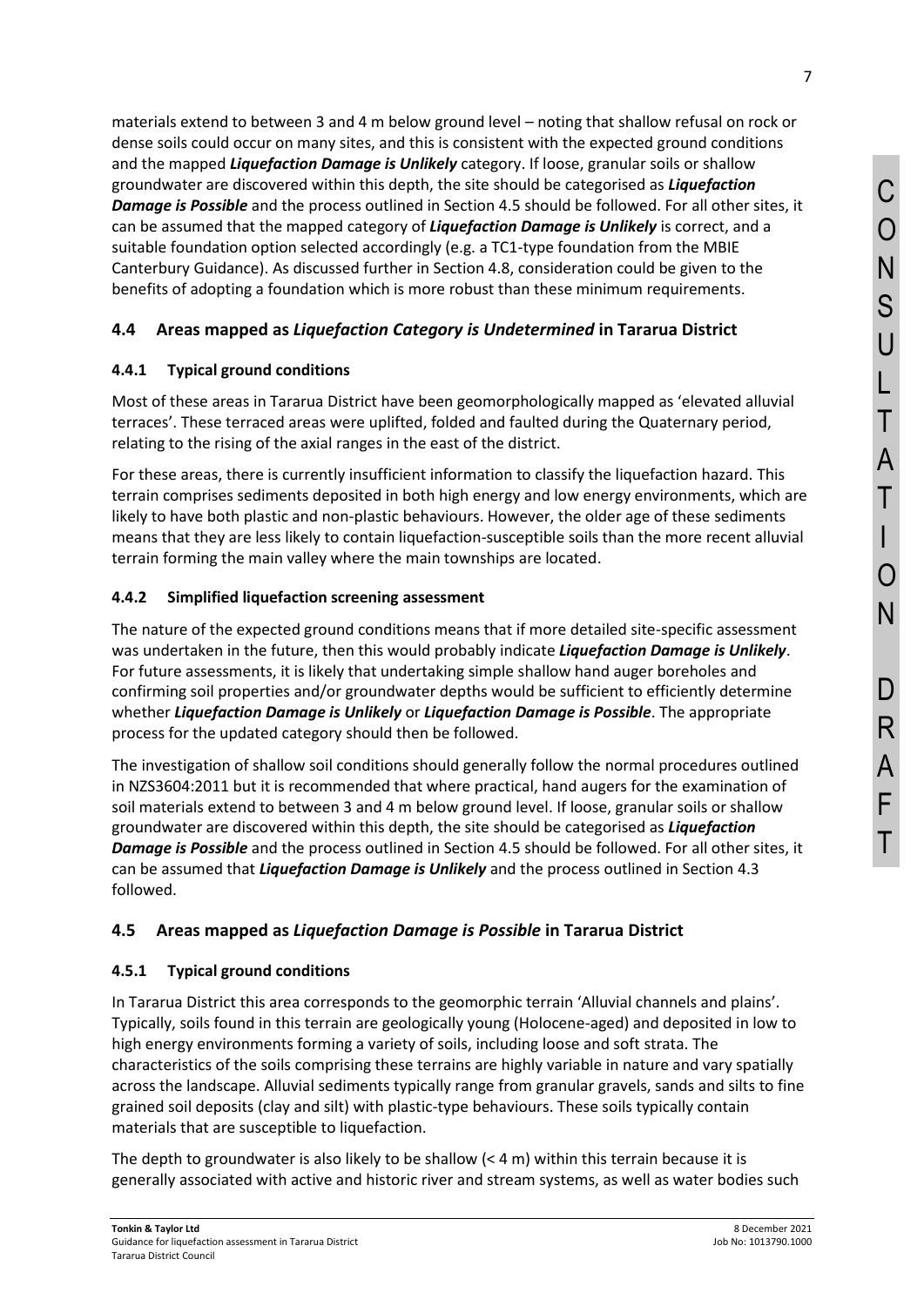materials extend to between 3 and 4 m below ground level – noting that shallow refusal on rock or dense soils could occur on many sites, and this is consistent with the expected ground conditions and the mapped ***Liquefaction Damage is Unlikely*** category. If loose, granular soils or shallow groundwater are discovered within this depth, the site should be categorised as ***Liquefaction Damage is Possible*** and the process outlined in Section 4.5 should be followed. For all other sites, it can be assumed that the mapped category of ***Liquefaction Damage is Unlikely*** is correct, and a suitable foundation option selected accordingly (e.g. a TC1-type foundation from the MBIE Canterbury Guidance). As discussed further in Section 4.8, consideration could be given to the benefits of adopting a foundation which is more robust than these minimum requirements.

## 4.4 Areas mapped as *Liquefaction Category is Undetermined* in Tararua District

### 4.4.1 Typical ground conditions

Most of these areas in Tararua District have been geomorphologically mapped as 'elevated alluvial terraces'. These terraced areas were uplifted, folded and faulted during the Quaternary period, relating to the rising of the axial ranges in the east of the district.

For these areas, there is currently insufficient information to classify the liquefaction hazard. This terrain comprises sediments deposited in both high energy and low energy environments, which are likely to have both plastic and non-plastic behaviours. However, the older age of these sediments means that they are less likely to contain liquefaction-susceptible soils than the more recent alluvial terrain forming the main valley where the main townships are located.

### 4.4.2 Simplified liquefaction screening assessment

The nature of the expected ground conditions means that if more detailed site-specific assessment was undertaken in the future, then this would probably indicate ***Liquefaction Damage is Unlikely***. For future assessments, it is likely that undertaking simple shallow hand auger boreholes and confirming soil properties and/or groundwater depths would be sufficient to efficiently determine whether ***Liquefaction Damage is Unlikely*** or ***Liquefaction Damage is Possible***. The appropriate process for the updated category should then be followed.

The investigation of shallow soil conditions should generally follow the normal procedures outlined in NZS3604:2011 but it is recommended that where practical, hand augers for the examination of soil materials extend to between 3 and 4 m below ground level. If loose, granular soils or shallow groundwater are discovered within this depth, the site should be categorised as ***Liquefaction Damage is Possible*** and the process outlined in Section 4.5 should be followed. For all other sites, it can be assumed that ***Liquefaction Damage is Unlikely*** and the process outlined in Section 4.3 followed.

## 4.5 Areas mapped as *Liquefaction Damage is Possible* in Tararua District

### 4.5.1 Typical ground conditions

In Tararua District this area corresponds to the geomorphic terrain 'Alluvial channels and plains'. Typically, soils found in this terrain are geologically young (Holocene-aged) and deposited in low to high energy environments forming a variety of soils, including loose and soft strata. The characteristics of the soils comprising these terrains are highly variable in nature and vary spatially across the landscape. Alluvial sediments typically range from granular gravels, sands and silts to fine grained soil deposits (clay and silt) with plastic-type behaviours. These soils typically contain materials that are susceptible to liquefaction.

The depth to groundwater is also likely to be shallow (< 4 m) within this terrain because it is generally associated with active and historic river and stream systems, as well as water bodies such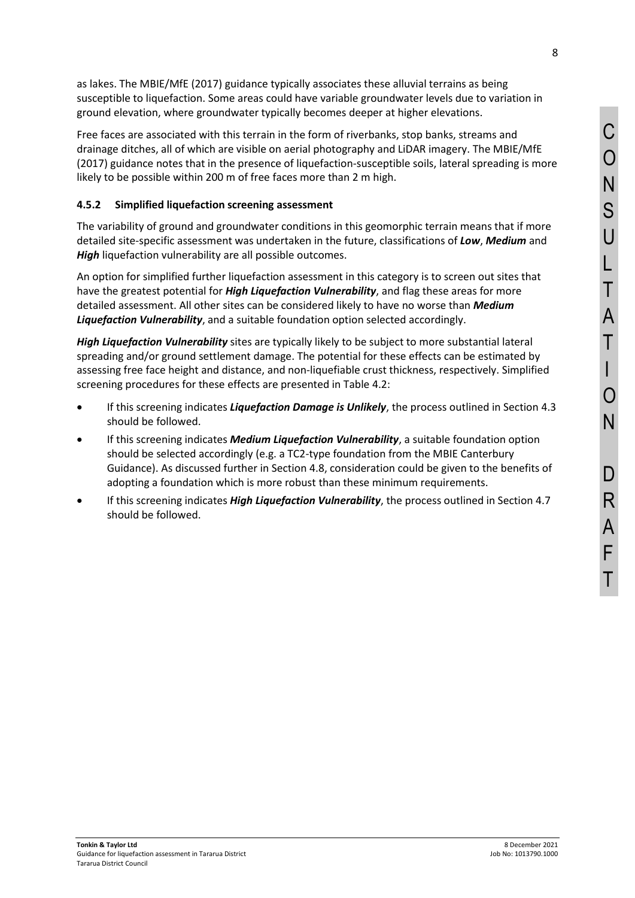as lakes. The MBIE/MfE (2017) guidance typically associates these alluvial terrains as being susceptible to liquefaction. Some areas could have variable groundwater levels due to variation in ground elevation, where groundwater typically becomes deeper at higher elevations.

Free faces are associated with this terrain in the form of riverbanks, stop banks, streams and drainage ditches, all of which are visible on aerial photography and LiDAR imagery. The MBIE/MfE (2017) guidance notes that in the presence of liquefaction-susceptible soils, lateral spreading is more likely to be possible within 200 m of free faces more than 2 m high.

### 4.5.2 Simplified liquefaction screening assessment

The variability of ground and groundwater conditions in this geomorphic terrain means that if more detailed site-specific assessment was undertaken in the future, classifications of ***Low***, ***Medium*** and ***High*** liquefaction vulnerability are all possible outcomes.

An option for simplified further liquefaction assessment in this category is to screen out sites that have the greatest potential for ***High Liquefaction Vulnerability***, and flag these areas for more detailed assessment. All other sites can be considered likely to have no worse than ***Medium Liquefaction Vulnerability***, and a suitable foundation option selected accordingly.

***High Liquefaction Vulnerability*** sites are typically likely to be subject to more substantial lateral spreading and/or ground settlement damage. The potential for these effects can be estimated by assessing free face height and distance, and non-liquefiable crust thickness, respectively. Simplified screening procedures for these effects are presented in Table 4.2:

- If this screening indicates ***Liquefaction Damage is Unlikely***, the process outlined in Section 4.3 should be followed.
- If this screening indicates ***Medium Liquefaction Vulnerability***, a suitable foundation option should be selected accordingly (e.g. a TC2-type foundation from the MBIE Canterbury Guidance). As discussed further in Section 4.8, consideration could be given to the benefits of adopting a foundation which is more robust than these minimum requirements.
- If this screening indicates ***High Liquefaction Vulnerability***, the process outlined in Section 4.7 should be followed.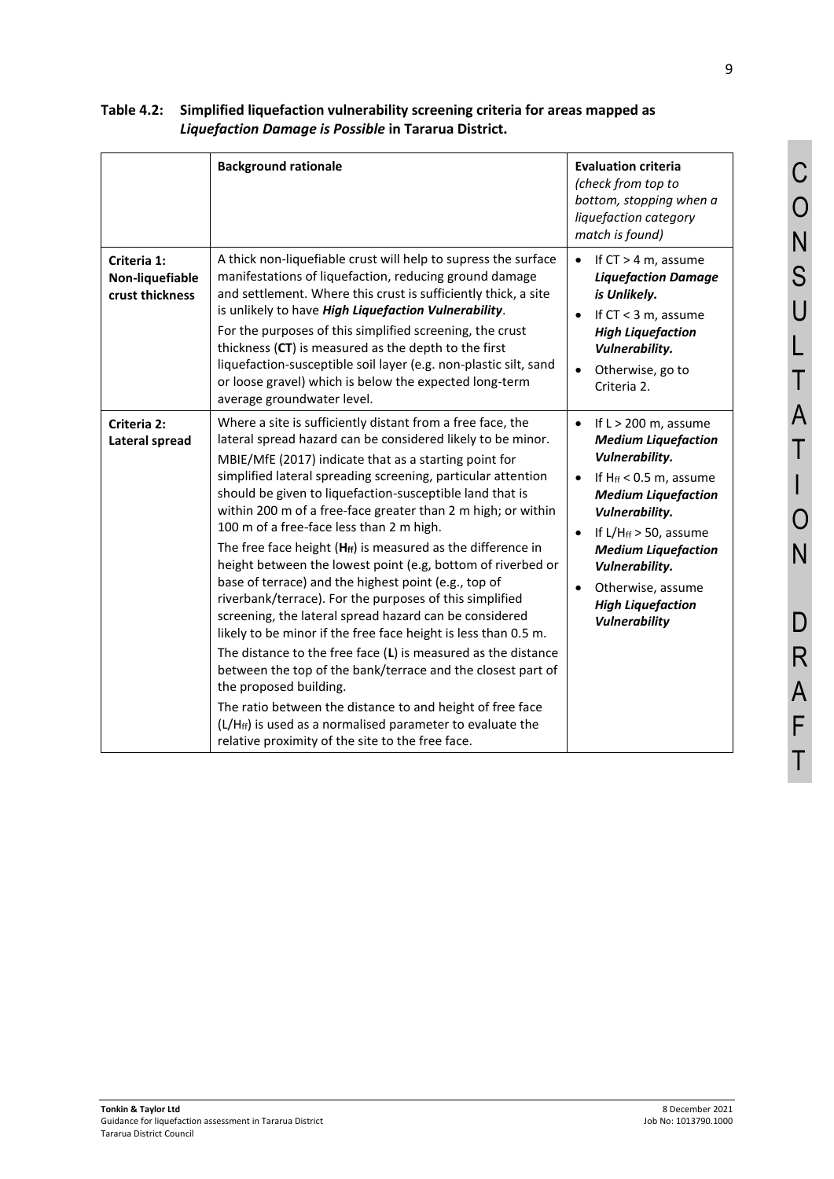**Table 4.2: Simplified liquefaction vulnerability screening criteria for areas mapped as *Liquefaction Damage is Possible* in Tararua District.**

| | **Background rationale** | **Evaluation criteria** *(check from top to bottom, stopping when a liquefaction category match is found)* |
|---|---|---|
| **Criteria 1: Non-liquefiable crust thickness** | A thick non-liquefiable crust will help to supress the surface manifestations of liquefaction, reducing ground damage and settlement. Where this crust is sufficiently thick, a site is unlikely to have ***High Liquefaction Vulnerability***.<br>For the purposes of this simplified screening, the crust thickness (**CT**) is measured as the depth to the first liquefaction-susceptible soil layer (e.g. non-plastic silt, sand or loose gravel) which is below the expected long-term average groundwater level. | • If CT > 4 m, assume ***Liquefaction Damage is Unlikely.***<br>• If CT < 3 m, assume ***High Liquefaction Vulnerability.***<br>• Otherwise, go to Criteria 2. |
| **Criteria 2: Lateral spread** | Where a site is sufficiently distant from a free face, the lateral spread hazard can be considered likely to be minor.<br>MBIE/MfE (2017) indicate that as a starting point for simplified lateral spreading screening, particular attention should be given to liquefaction-susceptible land that is within 200 m of a free-face greater than 2 m high; or within 100 m of a free-face less than 2 m high.<br>The free face height (**$H_{ff}$**) is measured as the difference in height between the lowest point (e.g, bottom of riverbed or base of terrace) and the highest point (e.g., top of riverbank/terrace). For the purposes of this simplified screening, the lateral spread hazard can be considered likely to be minor if the free face height is less than 0.5 m.<br>The distance to the free face (**L**) is measured as the distance between the top of the bank/terrace and the closest part of the proposed building.<br>The ratio between the distance to and height of free face ($L/H_{ff}$) is used as a normalised parameter to evaluate the relative proximity of the site to the free face. | • If L > 200 m, assume ***Medium Liquefaction Vulnerability.***<br>• If $H_{ff}$ < 0.5 m, assume ***Medium Liquefaction Vulnerability.***<br>• If $L/H_{ff}$ > 50, assume ***Medium Liquefaction Vulnerability.***<br>• Otherwise, assume ***High Liquefaction Vulnerability*** |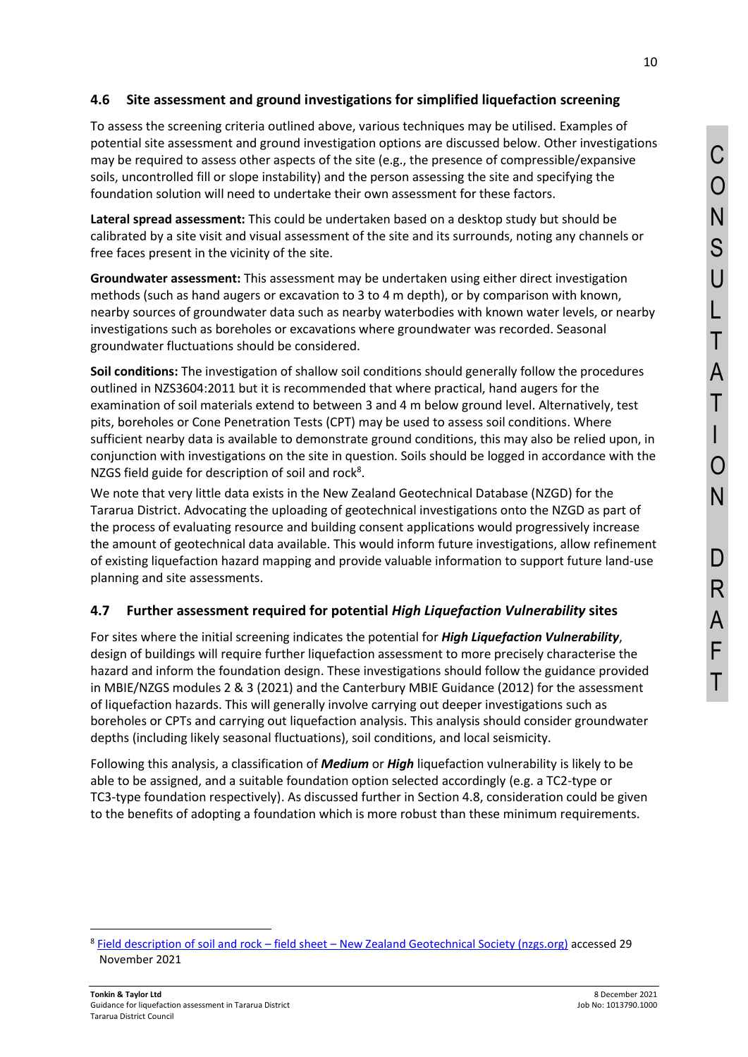## 4.6 Site assessment and ground investigations for simplified liquefaction screening

To assess the screening criteria outlined above, various techniques may be utilised. Examples of potential site assessment and ground investigation options are discussed below. Other investigations may be required to assess other aspects of the site (e.g., the presence of compressible/expansive soils, uncontrolled fill or slope instability) and the person assessing the site and specifying the foundation solution will need to undertake their own assessment for these factors.

**Lateral spread assessment:** This could be undertaken based on a desktop study but should be calibrated by a site visit and visual assessment of the site and its surrounds, noting any channels or free faces present in the vicinity of the site.

**Groundwater assessment:** This assessment may be undertaken using either direct investigation methods (such as hand augers or excavation to 3 to 4 m depth), or by comparison with known, nearby sources of groundwater data such as nearby waterbodies with known water levels, or nearby investigations such as boreholes or excavations where groundwater was recorded. Seasonal groundwater fluctuations should be considered.

**Soil conditions:** The investigation of shallow soil conditions should generally follow the procedures outlined in NZS3604:2011 but it is recommended that where practical, hand augers for the examination of soil materials extend to between 3 and 4 m below ground level. Alternatively, test pits, boreholes or Cone Penetration Tests (CPT) may be used to assess soil conditions. Where sufficient nearby data is available to demonstrate ground conditions, this may also be relied upon, in conjunction with investigations on the site in question. Soils should be logged in accordance with the NZGS field guide for description of soil and rock[8].

We note that very little data exists in the New Zealand Geotechnical Database (NZGD) for the Tararua District. Advocating the uploading of geotechnical investigations onto the NZGD as part of the process of evaluating resource and building consent applications would progressively increase the amount of geotechnical data available. This would inform future investigations, allow refinement of existing liquefaction hazard mapping and provide valuable information to support future land-use planning and site assessments.

## 4.7 Further assessment required for potential *High Liquefaction Vulnerability* sites

For sites where the initial screening indicates the potential for ***High Liquefaction Vulnerability***, design of buildings will require further liquefaction assessment to more precisely characterise the hazard and inform the foundation design. These investigations should follow the guidance provided in MBIE/NZGS modules 2 & 3 (2021) and the Canterbury MBIE Guidance (2012) for the assessment of liquefaction hazards. This will generally involve carrying out deeper investigations such as boreholes or CPTs and carrying out liquefaction analysis. This analysis should consider groundwater depths (including likely seasonal fluctuations), soil conditions, and local seismicity.

Following this analysis, a classification of ***Medium*** or ***High*** liquefaction vulnerability is likely to be able to be assigned, and a suitable foundation option selected accordingly (e.g. a TC2-type or TC3-type foundation respectively). As discussed further in Section 4.8, consideration could be given to the benefits of adopting a foundation which is more robust than these minimum requirements.

---

[8] Field description of soil and rock – field sheet – New Zealand Geotechnical Society (nzgs.org) accessed 29 November 2021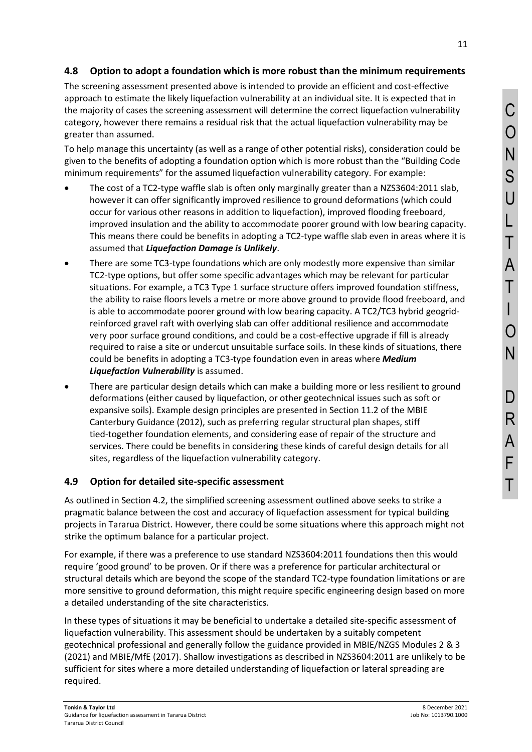## 4.8 Option to adopt a foundation which is more robust than the minimum requirements

The screening assessment presented above is intended to provide an efficient and cost-effective approach to estimate the likely liquefaction vulnerability at an individual site. It is expected that in the majority of cases the screening assessment will determine the correct liquefaction vulnerability category, however there remains a residual risk that the actual liquefaction vulnerability may be greater than assumed.

To help manage this uncertainty (as well as a range of other potential risks), consideration could be given to the benefits of adopting a foundation option which is more robust than the "Building Code minimum requirements" for the assumed liquefaction vulnerability category. For example:

- The cost of a TC2-type waffle slab is often only marginally greater than a NZS3604:2011 slab, however it can offer significantly improved resilience to ground deformations (which could occur for various other reasons in addition to liquefaction), improved flooding freeboard, improved insulation and the ability to accommodate poorer ground with low bearing capacity. This means there could be benefits in adopting a TC2-type waffle slab even in areas where it is assumed that ***Liquefaction Damage is Unlikely***.
- There are some TC3-type foundations which are only modestly more expensive than similar TC2-type options, but offer some specific advantages which may be relevant for particular situations. For example, a TC3 Type 1 surface structure offers improved foundation stiffness, the ability to raise floors levels a metre or more above ground to provide flood freeboard, and is able to accommodate poorer ground with low bearing capacity. A TC2/TC3 hybrid geogrid-reinforced gravel raft with overlying slab can offer additional resilience and accommodate very poor surface ground conditions, and could be a cost-effective upgrade if fill is already required to raise a site or undercut unsuitable surface soils. In these kinds of situations, there could be benefits in adopting a TC3-type foundation even in areas where ***Medium Liquefaction Vulnerability*** is assumed.
- There are particular design details which can make a building more or less resilient to ground deformations (either caused by liquefaction, or other geotechnical issues such as soft or expansive soils). Example design principles are presented in Section 11.2 of the MBIE Canterbury Guidance (2012), such as preferring regular structural plan shapes, stiff tied-together foundation elements, and considering ease of repair of the structure and services. There could be benefits in considering these kinds of careful design details for all sites, regardless of the liquefaction vulnerability category.

## 4.9 Option for detailed site-specific assessment

As outlined in Section 4.2, the simplified screening assessment outlined above seeks to strike a pragmatic balance between the cost and accuracy of liquefaction assessment for typical building projects in Tararua District. However, there could be some situations where this approach might not strike the optimum balance for a particular project.

For example, if there was a preference to use standard NZS3604:2011 foundations then this would require 'good ground' to be proven. Or if there was a preference for particular architectural or structural details which are beyond the scope of the standard TC2-type foundation limitations or are more sensitive to ground deformation, this might require specific engineering design based on more a detailed understanding of the site characteristics.

In these types of situations it may be beneficial to undertake a detailed site-specific assessment of liquefaction vulnerability. This assessment should be undertaken by a suitably competent geotechnical professional and generally follow the guidance provided in MBIE/NZGS Modules 2 & 3 (2021) and MBIE/MfE (2017). Shallow investigations as described in NZS3604:2011 are unlikely to be sufficient for sites where a more detailed understanding of liquefaction or lateral spreading are required.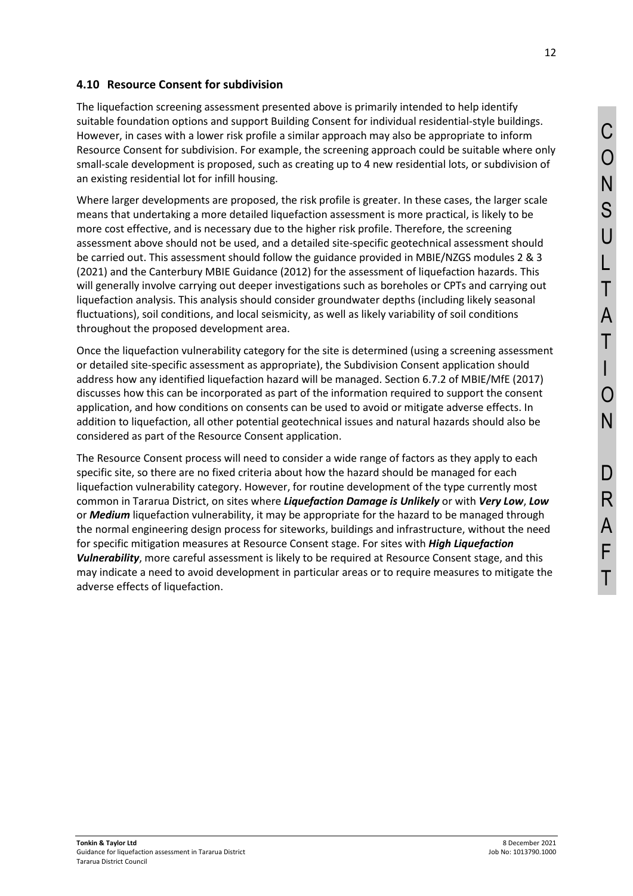## 4.10 Resource Consent for subdivision

The liquefaction screening assessment presented above is primarily intended to help identify suitable foundation options and support Building Consent for individual residential-style buildings. However, in cases with a lower risk profile a similar approach may also be appropriate to inform Resource Consent for subdivision. For example, the screening approach could be suitable where only small-scale development is proposed, such as creating up to 4 new residential lots, or subdivision of an existing residential lot for infill housing.

Where larger developments are proposed, the risk profile is greater. In these cases, the larger scale means that undertaking a more detailed liquefaction assessment is more practical, is likely to be more cost effective, and is necessary due to the higher risk profile. Therefore, the screening assessment above should not be used, and a detailed site-specific geotechnical assessment should be carried out. This assessment should follow the guidance provided in MBIE/NZGS modules 2 & 3 (2021) and the Canterbury MBIE Guidance (2012) for the assessment of liquefaction hazards. This will generally involve carrying out deeper investigations such as boreholes or CPTs and carrying out liquefaction analysis. This analysis should consider groundwater depths (including likely seasonal fluctuations), soil conditions, and local seismicity, as well as likely variability of soil conditions throughout the proposed development area.

Once the liquefaction vulnerability category for the site is determined (using a screening assessment or detailed site-specific assessment as appropriate), the Subdivision Consent application should address how any identified liquefaction hazard will be managed. Section 6.7.2 of MBIE/MfE (2017) discusses how this can be incorporated as part of the information required to support the consent application, and how conditions on consents can be used to avoid or mitigate adverse effects. In addition to liquefaction, all other potential geotechnical issues and natural hazards should also be considered as part of the Resource Consent application.

The Resource Consent process will need to consider a wide range of factors as they apply to each specific site, so there are no fixed criteria about how the hazard should be managed for each liquefaction vulnerability category. However, for routine development of the type currently most common in Tararua District, on sites where ***Liquefaction Damage is Unlikely*** or with ***Very Low***, ***Low*** or ***Medium*** liquefaction vulnerability, it may be appropriate for the hazard to be managed through the normal engineering design process for siteworks, buildings and infrastructure, without the need for specific mitigation measures at Resource Consent stage. For sites with ***High Liquefaction Vulnerability***, more careful assessment is likely to be required at Resource Consent stage, and this may indicate a need to avoid development in particular areas or to require measures to mitigate the adverse effects of liquefaction.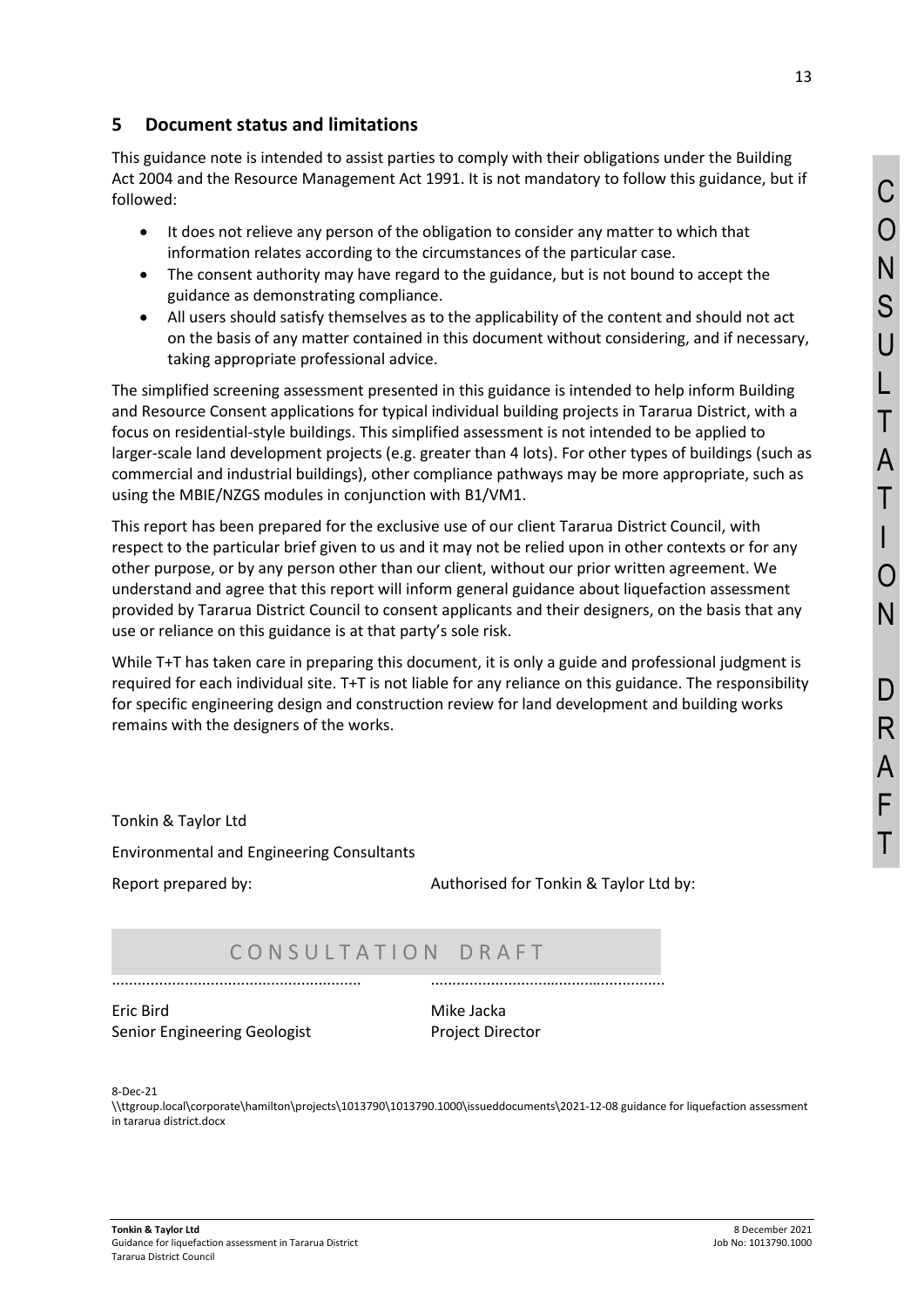## 5 Document status and limitations

This guidance note is intended to assist parties to comply with their obligations under the Building Act 2004 and the Resource Management Act 1991. It is not mandatory to follow this guidance, but if followed:

- It does not relieve any person of the obligation to consider any matter to which that information relates according to the circumstances of the particular case.
- The consent authority may have regard to the guidance, but is not bound to accept the guidance as demonstrating compliance.
- All users should satisfy themselves as to the applicability of the content and should not act on the basis of any matter contained in this document without considering, and if necessary, taking appropriate professional advice.

The simplified screening assessment presented in this guidance is intended to help inform Building and Resource Consent applications for typical individual building projects in Tararua District, with a focus on residential-style buildings. This simplified assessment is not intended to be applied to larger-scale land development projects (e.g. greater than 4 lots). For other types of buildings (such as commercial and industrial buildings), other compliance pathways may be more appropriate, such as using the MBIE/NZGS modules in conjunction with B1/VM1.

This report has been prepared for the exclusive use of our client Tararua District Council, with respect to the particular brief given to us and it may not be relied upon in other contexts or for any other purpose, or by any person other than our client, without our prior written agreement. We understand and agree that this report will inform general guidance about liquefaction assessment provided by Tararua District Council to consent applicants and their designers, on the basis that any use or reliance on this guidance is at that party's sole risk.

While T+T has taken care in preparing this document, it is only a guide and professional judgment is required for each individual site. T+T is not liable for any reliance on this guidance. The responsibility for specific engineering design and construction review for land development and building works remains with the designers of the works.

Tonkin & Taylor Ltd

Environmental and Engineering Consultants

Report prepared by: Authorised for Tonkin & Taylor Ltd by:

CONSULTATION DRAFT

.......................................................... ..........................................................

Eric Bird
Senior Engineering Geologist

Mike Jacka
Project Director

8-Dec-21

\\ttgroup.local\corporate\hamilton\projects\1013790\1013790.1000\issueddocuments\2021-12-08 guidance for liquefaction assessment in tararua district.docx